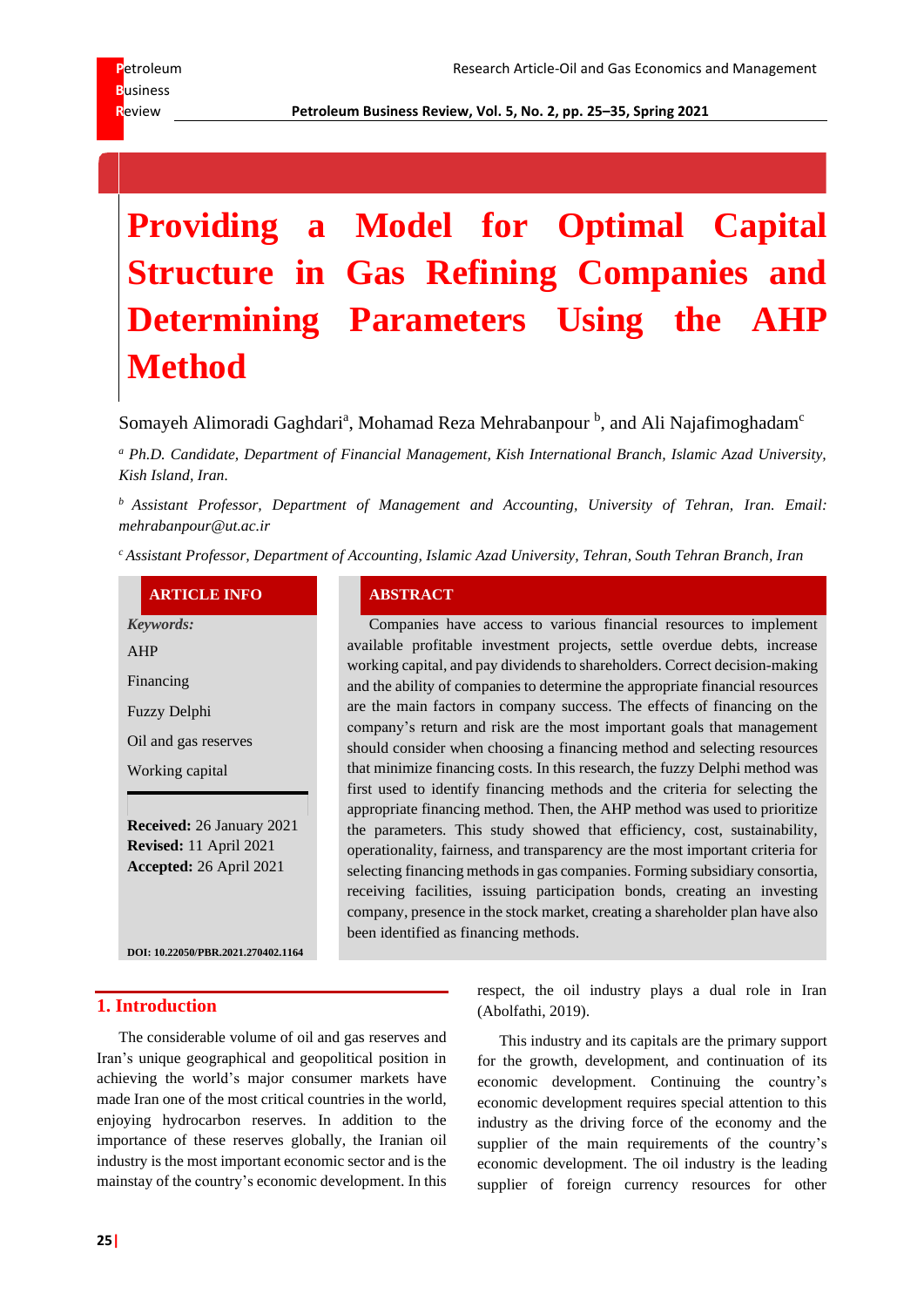# Providing a Model for Optimal Capital Structure in Gas Refining Companies and Determining Parameters Using the AHP Method

Somayeh Alimoradi Gaghdari[a], Mohamad Reza Mehrabanpour [b], and Ali Najafimoghadam[c]

[a] *Ph.D. Candidate, Department of Financial Management, Kish International Branch, Islamic Azad University, Kish Island, Iran.*

[b] *Assistant Professor, Department of Management and Accounting, University of Tehran, Iran. Email: mehrabanpour@ut.ac.ir*

[c] *Assistant Professor, Department of Accounting, Islamic Azad University, Tehran, South Tehran Branch, Iran*

**ARTICLE INFO**

***Keywords:***

AHP

Financing

Fuzzy Delphi

Oil and gas reserves

Working capital

**Received:** 26 January 2021
**Revised:** 11 April 2021
**Accepted:** 26 April 2021

**DOI: 10.22050/PBR.2021.270402.1164**

**ABSTRACT**

Companies have access to various financial resources to implement available profitable investment projects, settle overdue debts, increase working capital, and pay dividends to shareholders. Correct decision-making and the ability of companies to determine the appropriate financial resources are the main factors in company success. The effects of financing on the company's return and risk are the most important goals that management should consider when choosing a financing method and selecting resources that minimize financing costs. In this research, the fuzzy Delphi method was first used to identify financing methods and the criteria for selecting the appropriate financing method. Then, the AHP method was used to prioritize the parameters. This study showed that efficiency, cost, sustainability, operationality, fairness, and transparency are the most important criteria for selecting financing methods in gas companies. Forming subsidiary consortia, receiving facilities, issuing participation bonds, creating an investing company, presence in the stock market, creating a shareholder plan have also been identified as financing methods.

## 1. Introduction

The considerable volume of oil and gas reserves and Iran's unique geographical and geopolitical position in achieving the world's major consumer markets have made Iran one of the most critical countries in the world, enjoying hydrocarbon reserves. In addition to the importance of these reserves globally, the Iranian oil industry is the most important economic sector and is the mainstay of the country's economic development. In this respect, the oil industry plays a dual role in Iran (Abolfathi, 2019).

This industry and its capitals are the primary support for the growth, development, and continuation of its economic development. Continuing the country's economic development requires special attention to this industry as the driving force of the economy and the supplier of the main requirements of the country's economic development. The oil industry is the leading supplier of foreign currency resources for other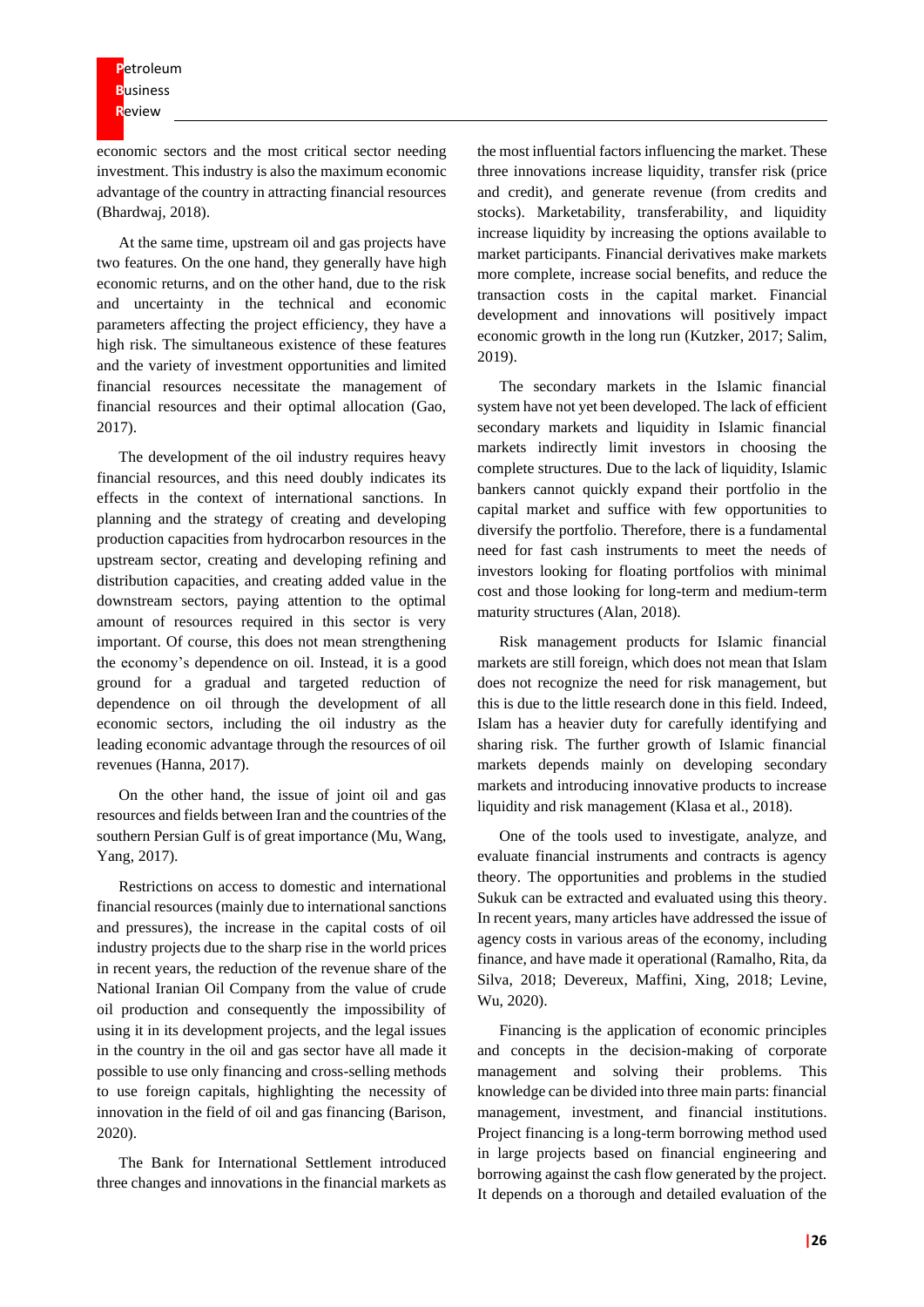economic sectors and the most critical sector needing investment. This industry is also the maximum economic advantage of the country in attracting financial resources (Bhardwaj, 2018).

At the same time, upstream oil and gas projects have two features. On the one hand, they generally have high economic returns, and on the other hand, due to the risk and uncertainty in the technical and economic parameters affecting the project efficiency, they have a high risk. The simultaneous existence of these features and the variety of investment opportunities and limited financial resources necessitate the management of financial resources and their optimal allocation (Gao, 2017).

The development of the oil industry requires heavy financial resources, and this need doubly indicates its effects in the context of international sanctions. In planning and the strategy of creating and developing production capacities from hydrocarbon resources in the upstream sector, creating and developing refining and distribution capacities, and creating added value in the downstream sectors, paying attention to the optimal amount of resources required in this sector is very important. Of course, this does not mean strengthening the economy's dependence on oil. Instead, it is a good ground for a gradual and targeted reduction of dependence on oil through the development of all economic sectors, including the oil industry as the leading economic advantage through the resources of oil revenues (Hanna, 2017).

On the other hand, the issue of joint oil and gas resources and fields between Iran and the countries of the southern Persian Gulf is of great importance (Mu, Wang, Yang, 2017).

Restrictions on access to domestic and international financial resources (mainly due to international sanctions and pressures), the increase in the capital costs of oil industry projects due to the sharp rise in the world prices in recent years, the reduction of the revenue share of the National Iranian Oil Company from the value of crude oil production and consequently the impossibility of using it in its development projects, and the legal issues in the country in the oil and gas sector have all made it possible to use only financing and cross-selling methods to use foreign capitals, highlighting the necessity of innovation in the field of oil and gas financing (Barison, 2020).

The Bank for International Settlement introduced three changes and innovations in the financial markets as the most influential factors influencing the market. These three innovations increase liquidity, transfer risk (price and credit), and generate revenue (from credits and stocks). Marketability, transferability, and liquidity increase liquidity by increasing the options available to market participants. Financial derivatives make markets more complete, increase social benefits, and reduce the transaction costs in the capital market. Financial development and innovations will positively impact economic growth in the long run (Kutzker, 2017; Salim, 2019).

The secondary markets in the Islamic financial system have not yet been developed. The lack of efficient secondary markets and liquidity in Islamic financial markets indirectly limit investors in choosing the complete structures. Due to the lack of liquidity, Islamic bankers cannot quickly expand their portfolio in the capital market and suffice with few opportunities to diversify the portfolio. Therefore, there is a fundamental need for fast cash instruments to meet the needs of investors looking for floating portfolios with minimal cost and those looking for long-term and medium-term maturity structures (Alan, 2018).

Risk management products for Islamic financial markets are still foreign, which does not mean that Islam does not recognize the need for risk management, but this is due to the little research done in this field. Indeed, Islam has a heavier duty for carefully identifying and sharing risk. The further growth of Islamic financial markets depends mainly on developing secondary markets and introducing innovative products to increase liquidity and risk management (Klasa et al., 2018).

One of the tools used to investigate, analyze, and evaluate financial instruments and contracts is agency theory. The opportunities and problems in the studied Sukuk can be extracted and evaluated using this theory. In recent years, many articles have addressed the issue of agency costs in various areas of the economy, including finance, and have made it operational (Ramalho, Rita, da Silva, 2018; Devereux, Maffini, Xing, 2018; Levine, Wu, 2020).

Financing is the application of economic principles and concepts in the decision-making of corporate management and solving their problems. This knowledge can be divided into three main parts: financial management, investment, and financial institutions. Project financing is a long-term borrowing method used in large projects based on financial engineering and borrowing against the cash flow generated by the project. It depends on a thorough and detailed evaluation of the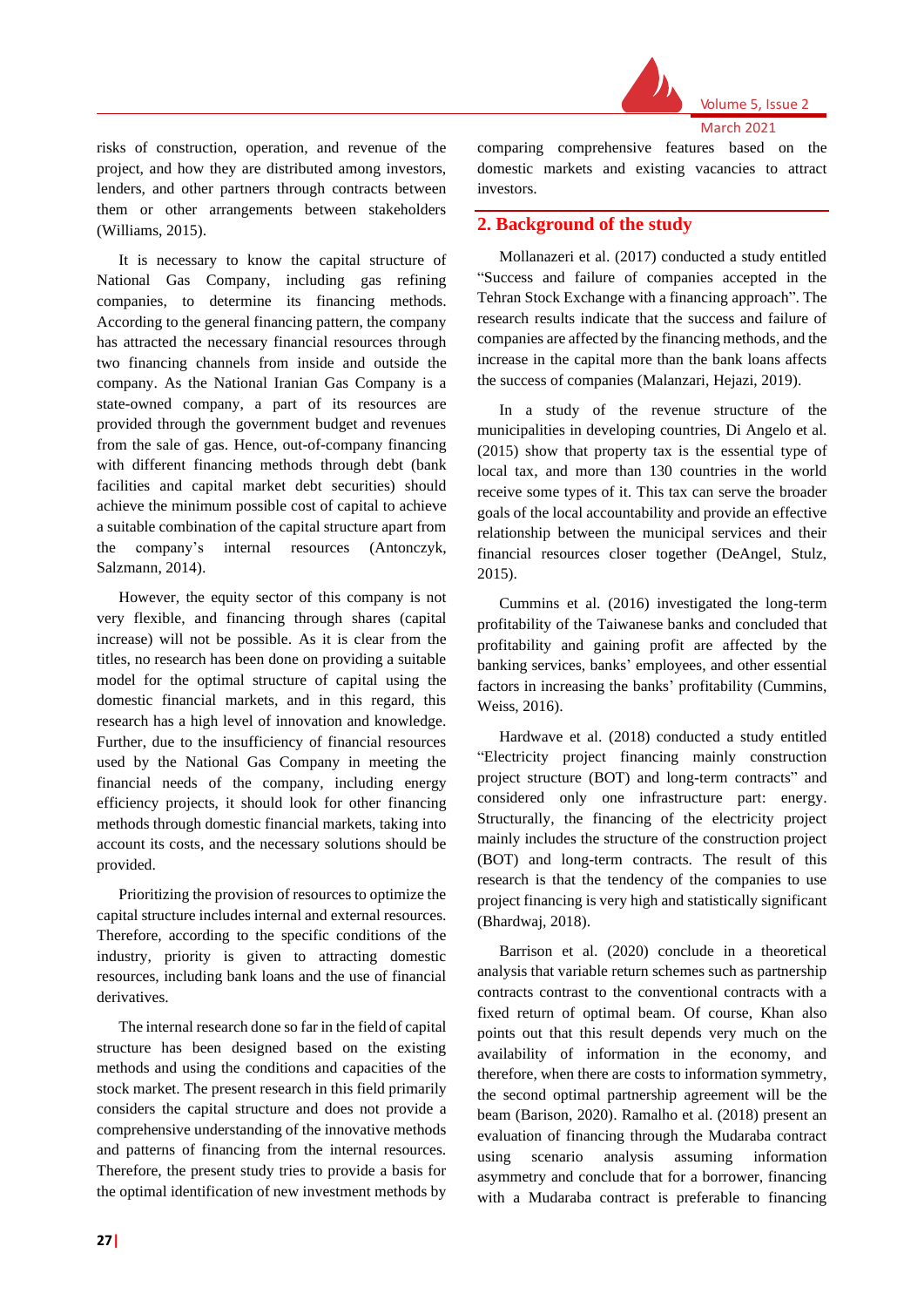risks of construction, operation, and revenue of the project, and how they are distributed among investors, lenders, and other partners through contracts between them or other arrangements between stakeholders (Williams, 2015).

It is necessary to know the capital structure of National Gas Company, including gas refining companies, to determine its financing methods. According to the general financing pattern, the company has attracted the necessary financial resources through two financing channels from inside and outside the company. As the National Iranian Gas Company is a state-owned company, a part of its resources are provided through the government budget and revenues from the sale of gas. Hence, out-of-company financing with different financing methods through debt (bank facilities and capital market debt securities) should achieve the minimum possible cost of capital to achieve a suitable combination of the capital structure apart from the company's internal resources (Antonczyk, Salzmann, 2014).

However, the equity sector of this company is not very flexible, and financing through shares (capital increase) will not be possible. As it is clear from the titles, no research has been done on providing a suitable model for the optimal structure of capital using the domestic financial markets, and in this regard, this research has a high level of innovation and knowledge. Further, due to the insufficiency of financial resources used by the National Gas Company in meeting the financial needs of the company, including energy efficiency projects, it should look for other financing methods through domestic financial markets, taking into account its costs, and the necessary solutions should be provided.

Prioritizing the provision of resources to optimize the capital structure includes internal and external resources. Therefore, according to the specific conditions of the industry, priority is given to attracting domestic resources, including bank loans and the use of financial derivatives.

The internal research done so far in the field of capital structure has been designed based on the existing methods and using the conditions and capacities of the stock market. The present research in this field primarily considers the capital structure and does not provide a comprehensive understanding of the innovative methods and patterns of financing from the internal resources. Therefore, the present study tries to provide a basis for the optimal identification of new investment methods by comparing comprehensive features based on the domestic markets and existing vacancies to attract investors.

## 2. Background of the study

Mollanazeri et al. (2017) conducted a study entitled "Success and failure of companies accepted in the Tehran Stock Exchange with a financing approach". The research results indicate that the success and failure of companies are affected by the financing methods, and the increase in the capital more than the bank loans affects the success of companies (Malanzari, Hejazi, 2019).

In a study of the revenue structure of the municipalities in developing countries, Di Angelo et al. (2015) show that property tax is the essential type of local tax, and more than 130 countries in the world receive some types of it. This tax can serve the broader goals of the local accountability and provide an effective relationship between the municipal services and their financial resources closer together (DeAngel, Stulz, 2015).

Cummins et al. (2016) investigated the long-term profitability of the Taiwanese banks and concluded that profitability and gaining profit are affected by the banking services, banks' employees, and other essential factors in increasing the banks' profitability (Cummins, Weiss, 2016).

Hardwave et al. (2018) conducted a study entitled "Electricity project financing mainly construction project structure (BOT) and long-term contracts" and considered only one infrastructure part: energy. Structurally, the financing of the electricity project mainly includes the structure of the construction project (BOT) and long-term contracts. The result of this research is that the tendency of the companies to use project financing is very high and statistically significant (Bhardwaj, 2018).

Barrison et al. (2020) conclude in a theoretical analysis that variable return schemes such as partnership contracts contrast to the conventional contracts with a fixed return of optimal beam. Of course, Khan also points out that this result depends very much on the availability of information in the economy, and therefore, when there are costs to information symmetry, the second optimal partnership agreement will be the beam (Barison, 2020). Ramalho et al. (2018) present an evaluation of financing through the Mudaraba contract using scenario analysis assuming information asymmetry and conclude that for a borrower, financing with a Mudaraba contract is preferable to financing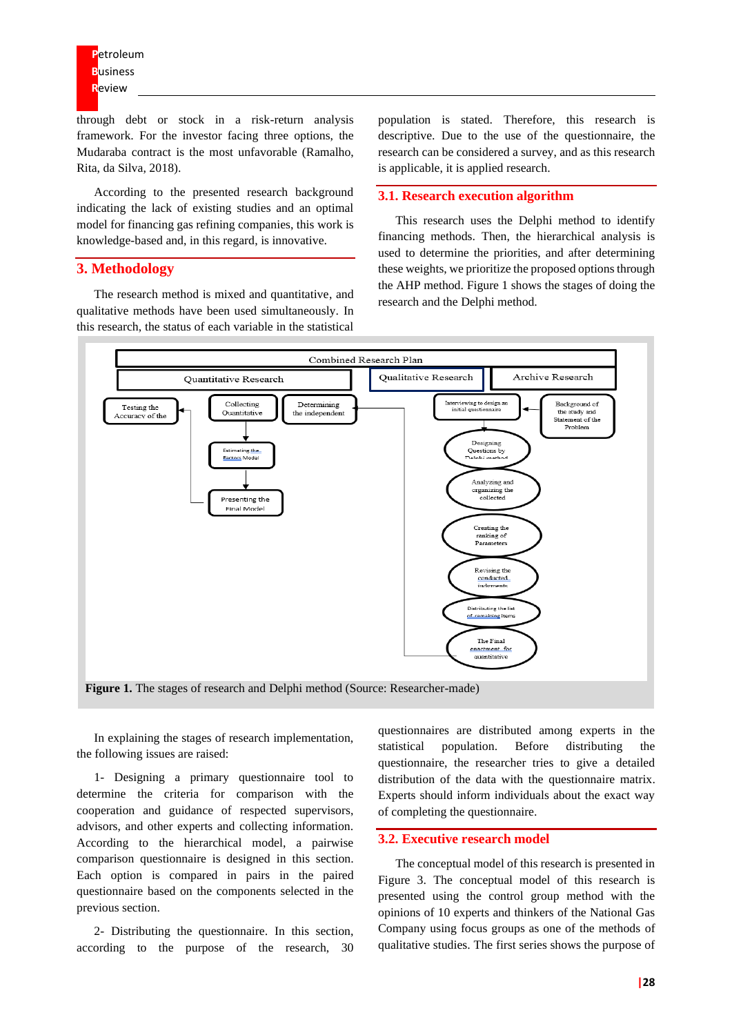through debt or stock in a risk-return analysis framework. For the investor facing three options, the Mudaraba contract is the most unfavorable (Ramalho, Rita, da Silva, 2018).

According to the presented research background indicating the lack of existing studies and an optimal model for financing gas refining companies, this work is knowledge-based and, in this regard, is innovative.

## 3. Methodology

The research method is mixed and quantitative, and qualitative methods have been used simultaneously. In this research, the status of each variable in the statistical population is stated. Therefore, this research is descriptive. Due to the use of the questionnaire, the research can be considered a survey, and as this research is applicable, it is applied research.

### 3.1. Research execution algorithm

This research uses the Delphi method to identify financing methods. Then, the hierarchical analysis is used to determine the priorities, and after determining these weights, we prioritize the proposed options through the AHP method. Figure 1 shows the stages of doing the research and the Delphi method.

**Figure 1.** The stages of research and Delphi method (Source: Researcher-made)

In explaining the stages of research implementation, the following issues are raised:

1- Designing a primary questionnaire tool to determine the criteria for comparison with the cooperation and guidance of respected supervisors, advisors, and other experts and collecting information. According to the hierarchical model, a pairwise comparison questionnaire is designed in this section. Each option is compared in pairs in the paired questionnaire based on the components selected in the previous section.

2- Distributing the questionnaire. In this section, according to the purpose of the research, 30 questionnaires are distributed among experts in the statistical population. Before distributing the questionnaire, the researcher tries to give a detailed distribution of the data with the questionnaire matrix. Experts should inform individuals about the exact way of completing the questionnaire.

### 3.2. Executive research model

The conceptual model of this research is presented in Figure 3. The conceptual model of this research is presented using the control group method with the opinions of 10 experts and thinkers of the National Gas Company using focus groups as one of the methods of qualitative studies. The first series shows the purpose of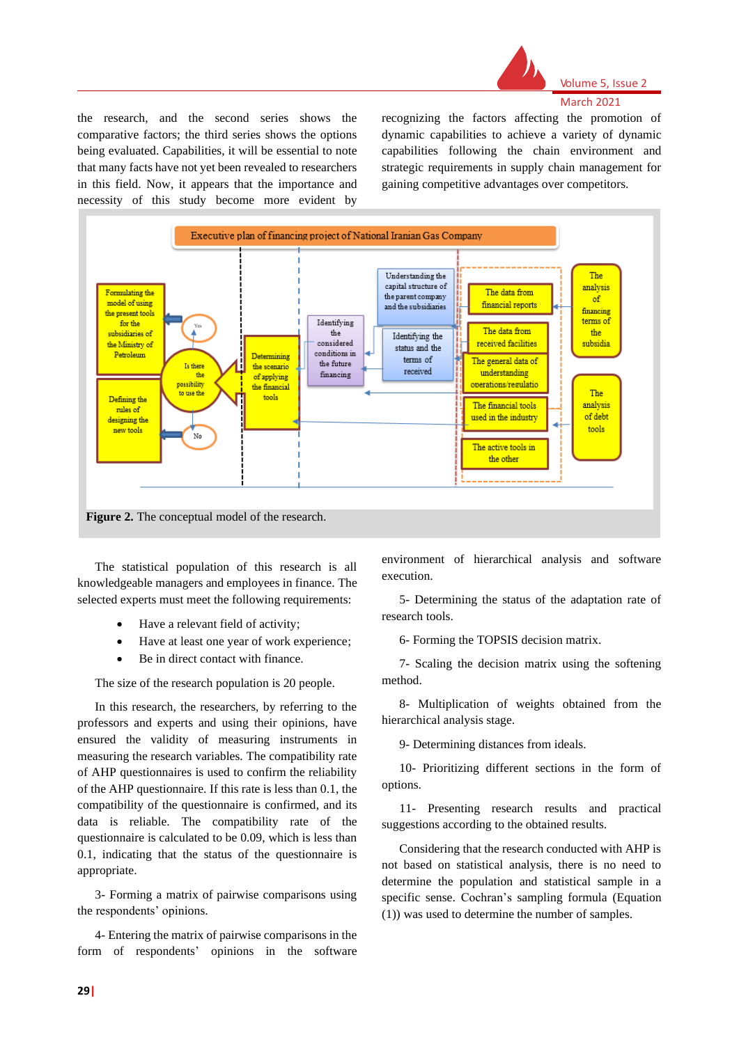the research, and the second series shows the comparative factors; the third series shows the options being evaluated. Capabilities, it will be essential to note that many facts have not yet been revealed to researchers in this field. Now, it appears that the importance and necessity of this study become more evident by recognizing the factors affecting the promotion of dynamic capabilities to achieve a variety of dynamic capabilities following the chain environment and strategic requirements in supply chain management for gaining competitive advantages over competitors.

**Figure 2.** The conceptual model of the research.

The statistical population of this research is all knowledgeable managers and employees in finance. The selected experts must meet the following requirements:

- Have a relevant field of activity;
- Have at least one year of work experience;
- Be in direct contact with finance.

The size of the research population is 20 people.

In this research, the researchers, by referring to the professors and experts and using their opinions, have ensured the validity of measuring instruments in measuring the research variables. The compatibility rate of AHP questionnaires is used to confirm the reliability of the AHP questionnaire. If this rate is less than 0.1, the compatibility of the questionnaire is confirmed, and its data is reliable. The compatibility rate of the questionnaire is calculated to be 0.09, which is less than 0.1, indicating that the status of the questionnaire is appropriate.

3- Forming a matrix of pairwise comparisons using the respondents' opinions.

4- Entering the matrix of pairwise comparisons in the form of respondents' opinions in the software environment of hierarchical analysis and software execution.

5- Determining the status of the adaptation rate of research tools.

6- Forming the TOPSIS decision matrix.

7- Scaling the decision matrix using the softening method.

8- Multiplication of weights obtained from the hierarchical analysis stage.

9- Determining distances from ideals.

10- Prioritizing different sections in the form of options.

11- Presenting research results and practical suggestions according to the obtained results.

Considering that the research conducted with AHP is not based on statistical analysis, there is no need to determine the population and statistical sample in a specific sense. Cochran's sampling formula (Equation (1)) was used to determine the number of samples.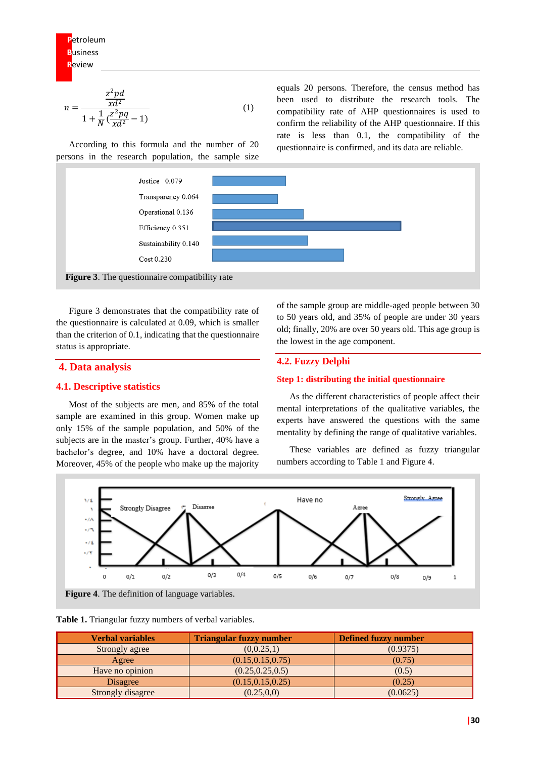$$n = \frac{\frac{z^2 pd}{xd^2}}{1 + \frac{1}{N}\left(\frac{z^2 pq}{xd^2} - 1\right)} \quad (1)$$

According to this formula and the number of 20 persons in the research population, the sample size equals 20 persons. Therefore, the census method has been used to distribute the research tools. The compatibility rate of AHP questionnaires is used to confirm the reliability of the AHP questionnaire. If this rate is less than 0.1, the compatibility of the questionnaire is confirmed, and its data are reliable.

Justice 0.079
Transparency 0.064
Operational 0.136
Efficiency 0.351
Sustainability 0.140
Cost 0.230

**Figure 3**. The questionnaire compatibility rate

Figure 3 demonstrates that the compatibility rate of the questionnaire is calculated at 0.09, which is smaller than the criterion of 0.1, indicating that the questionnaire status is appropriate.

## 4. Data analysis

### 4.1. Descriptive statistics

Most of the subjects are men, and 85% of the total sample are examined in this group. Women make up only 15% of the sample population, and 50% of the subjects are in the master's group. Further, 40% have a bachelor's degree, and 10% have a doctoral degree. Moreover, 45% of the people who make up the majority of the sample group are middle-aged people between 30 to 50 years old, and 35% of people are under 30 years old; finally, 20% are over 50 years old. This age group is the lowest in the age component.

### 4.2. Fuzzy Delphi

#### Step 1: distributing the initial questionnaire

As the different characteristics of people affect their mental interpretations of the qualitative variables, the experts have answered the questions with the same mentality by defining the range of qualitative variables.

These variables are defined as fuzzy triangular numbers according to Table 1 and Figure 4.

**Figure 4**. The definition of language variables.

**Table 1.** Triangular fuzzy numbers of verbal variables.

| Verbal variables | Triangular fuzzy number | Defined fuzzy number |
|---|---|---|
| Strongly agree | (0,0.25,1) | (0.9375) |
| Agree | (0.15,0.15,0.75) | (0.75) |
| Have no opinion | (0.25,0.25,0.5) | (0.5) |
| Disagree | (0.15,0.15,0.25) | (0.25) |
| Strongly disagree | (0.25,0,0) | (0.0625) |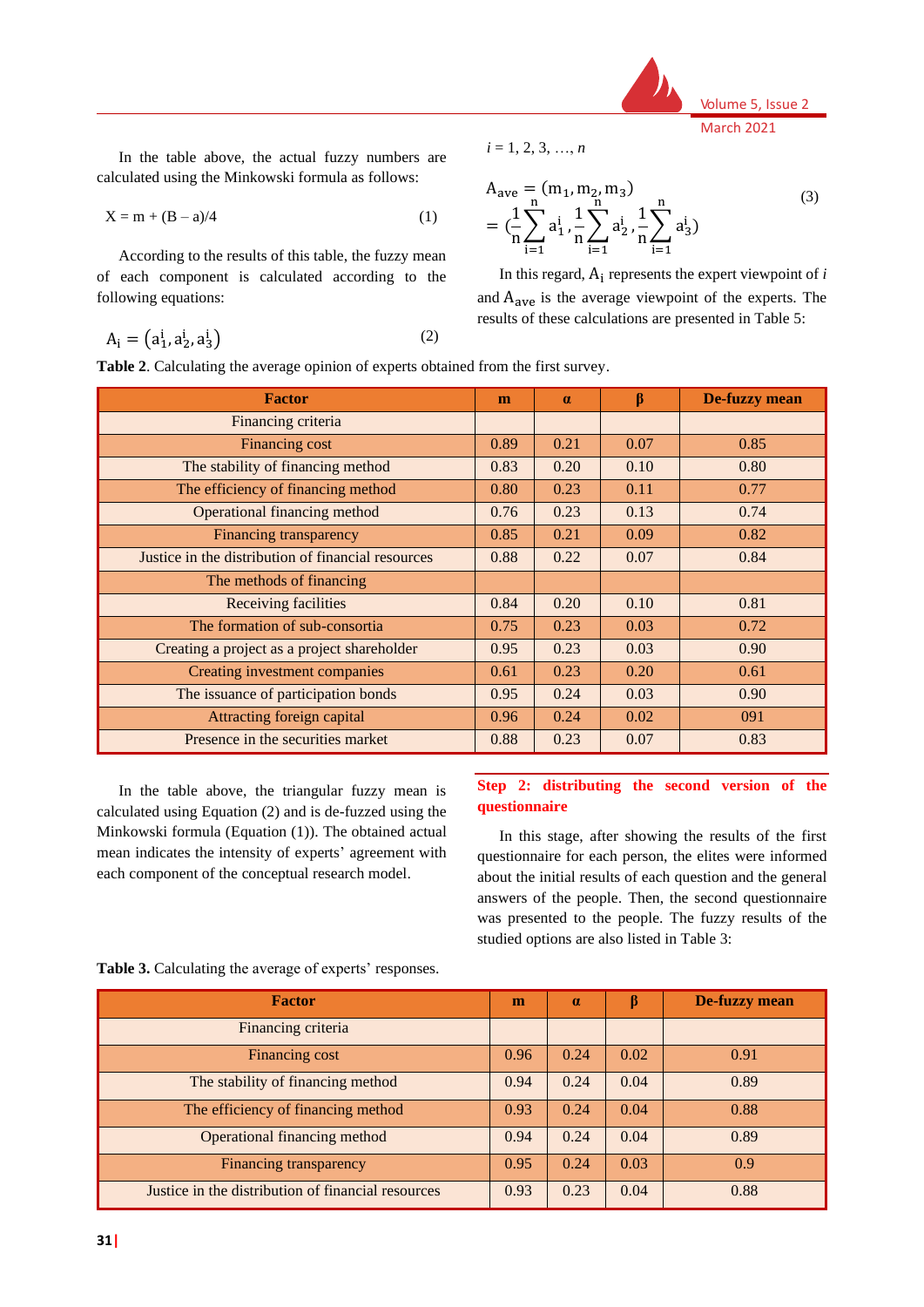In the table above, the actual fuzzy numbers are calculated using the Minkowski formula as follows:

$$X = m + (B - a)/4 \tag{1}$$

According to the results of this table, the fuzzy mean of each component is calculated according to the following equations:

$$A_i = (a_1^i, a_2^i, a_3^i) \tag{2}$$

$i = 1, 2, 3, \ldots, n$

$$A_{ave} = (m_1, m_2, m_3) = (\frac{1}{n}\sum_{i=1}^{n} a_1^i, \frac{1}{n}\sum_{i=1}^{n} a_2^i, \frac{1}{n}\sum_{i=1}^{n} a_3^i) \tag{3}$$

In this regard, $A_i$ represents the expert viewpoint of $i$ and $A_{ave}$ is the average viewpoint of the experts. The results of these calculations are presented in Table 5:

**Table 2**. Calculating the average opinion of experts obtained from the first survey.

| Factor | m | α | β | De-fuzzy mean |
|---|---|---|---|---|
| Financing criteria | | | | |
| Financing cost | 0.89 | 0.21 | 0.07 | 0.85 |
| The stability of financing method | 0.83 | 0.20 | 0.10 | 0.80 |
| The efficiency of financing method | 0.80 | 0.23 | 0.11 | 0.77 |
| Operational financing method | 0.76 | 0.23 | 0.13 | 0.74 |
| Financing transparency | 0.85 | 0.21 | 0.09 | 0.82 |
| Justice in the distribution of financial resources | 0.88 | 0.22 | 0.07 | 0.84 |
| The methods of financing | | | | |
| Receiving facilities | 0.84 | 0.20 | 0.10 | 0.81 |
| The formation of sub-consortia | 0.75 | 0.23 | 0.03 | 0.72 |
| Creating a project as a project shareholder | 0.95 | 0.23 | 0.03 | 0.90 |
| Creating investment companies | 0.61 | 0.23 | 0.20 | 0.61 |
| The issuance of participation bonds | 0.95 | 0.24 | 0.03 | 0.90 |
| Attracting foreign capital | 0.96 | 0.24 | 0.02 | 091 |
| Presence in the securities market | 0.88 | 0.23 | 0.07 | 0.83 |

In the table above, the triangular fuzzy mean is calculated using Equation (2) and is de-fuzzed using the Minkowski formula (Equation (1)). The obtained actual mean indicates the intensity of experts' agreement with each component of the conceptual research model.

**Step 2: distributing the second version of the questionnaire**

In this stage, after showing the results of the first questionnaire for each person, the elites were informed about the initial results of each question and the general answers of the people. Then, the second questionnaire was presented to the people. The fuzzy results of the studied options are also listed in Table 3:

**Table 3.** Calculating the average of experts' responses.

| Factor | m | α | β | De-fuzzy mean |
|---|---|---|---|---|
| Financing criteria | | | | |
| Financing cost | 0.96 | 0.24 | 0.02 | 0.91 |
| The stability of financing method | 0.94 | 0.24 | 0.04 | 0.89 |
| The efficiency of financing method | 0.93 | 0.24 | 0.04 | 0.88 |
| Operational financing method | 0.94 | 0.24 | 0.04 | 0.89 |
| Financing transparency | 0.95 | 0.24 | 0.03 | 0.9 |
| Justice in the distribution of financial resources | 0.93 | 0.23 | 0.04 | 0.88 |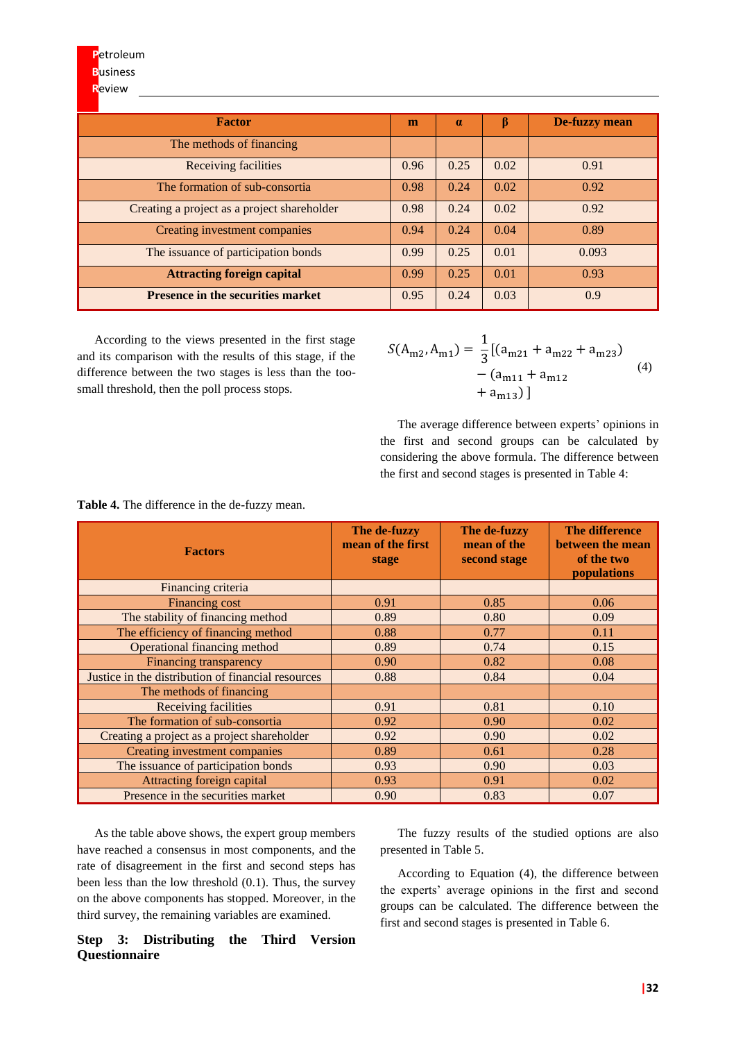| Factor | m | α | β | De-fuzzy mean |
|---|---|---|---|---|
| The methods of financing | | | | |
| Receiving facilities | 0.96 | 0.25 | 0.02 | 0.91 |
| The formation of sub-consortia | 0.98 | 0.24 | 0.02 | 0.92 |
| Creating a project as a project shareholder | 0.98 | 0.24 | 0.02 | 0.92 |
| Creating investment companies | 0.94 | 0.24 | 0.04 | 0.89 |
| The issuance of participation bonds | 0.99 | 0.25 | 0.01 | 0.093 |
| **Attracting foreign capital** | 0.99 | 0.25 | 0.01 | 0.93 |
| **Presence in the securities market** | 0.95 | 0.24 | 0.03 | 0.9 |

According to the views presented in the first stage and its comparison with the results of this stage, if the difference between the two stages is less than the too-small threshold, then the poll process stops.

$$S(A_{m2}, A_{m1}) = \frac{1}{3}[(a_{m21} + a_{m22} + a_{m23}) - (a_{m11} + a_{m12} + a_{m13})] \tag{4}$$

The average difference between experts' opinions in the first and second groups can be calculated by considering the above formula. The difference between the first and second stages is presented in Table 4:

**Table 4.** The difference in the de-fuzzy mean.

| Factors | The de-fuzzy mean of the first stage | The de-fuzzy mean of the second stage | The difference between the mean of the two populations |
|---|---|---|---|
| Financing criteria | | | |
| Financing cost | 0.91 | 0.85 | 0.06 |
| The stability of financing method | 0.89 | 0.80 | 0.09 |
| The efficiency of financing method | 0.88 | 0.77 | 0.11 |
| Operational financing method | 0.89 | 0.74 | 0.15 |
| Financing transparency | 0.90 | 0.82 | 0.08 |
| Justice in the distribution of financial resources | 0.88 | 0.84 | 0.04 |
| The methods of financing | | | |
| Receiving facilities | 0.91 | 0.81 | 0.10 |
| The formation of sub-consortia | 0.92 | 0.90 | 0.02 |
| Creating a project as a project shareholder | 0.92 | 0.90 | 0.02 |
| Creating investment companies | 0.89 | 0.61 | 0.28 |
| The issuance of participation bonds | 0.93 | 0.90 | 0.03 |
| Attracting foreign capital | 0.93 | 0.91 | 0.02 |
| Presence in the securities market | 0.90 | 0.83 | 0.07 |

As the table above shows, the expert group members have reached a consensus in most components, and the rate of disagreement in the first and second steps has been less than the low threshold (0.1). Thus, the survey on the above components has stopped. Moreover, in the third survey, the remaining variables are examined.

### Step 3: Distributing the Third Version Questionnaire

The fuzzy results of the studied options are also presented in Table 5.

According to Equation (4), the difference between the experts' average opinions in the first and second groups can be calculated. The difference between the first and second stages is presented in Table 6.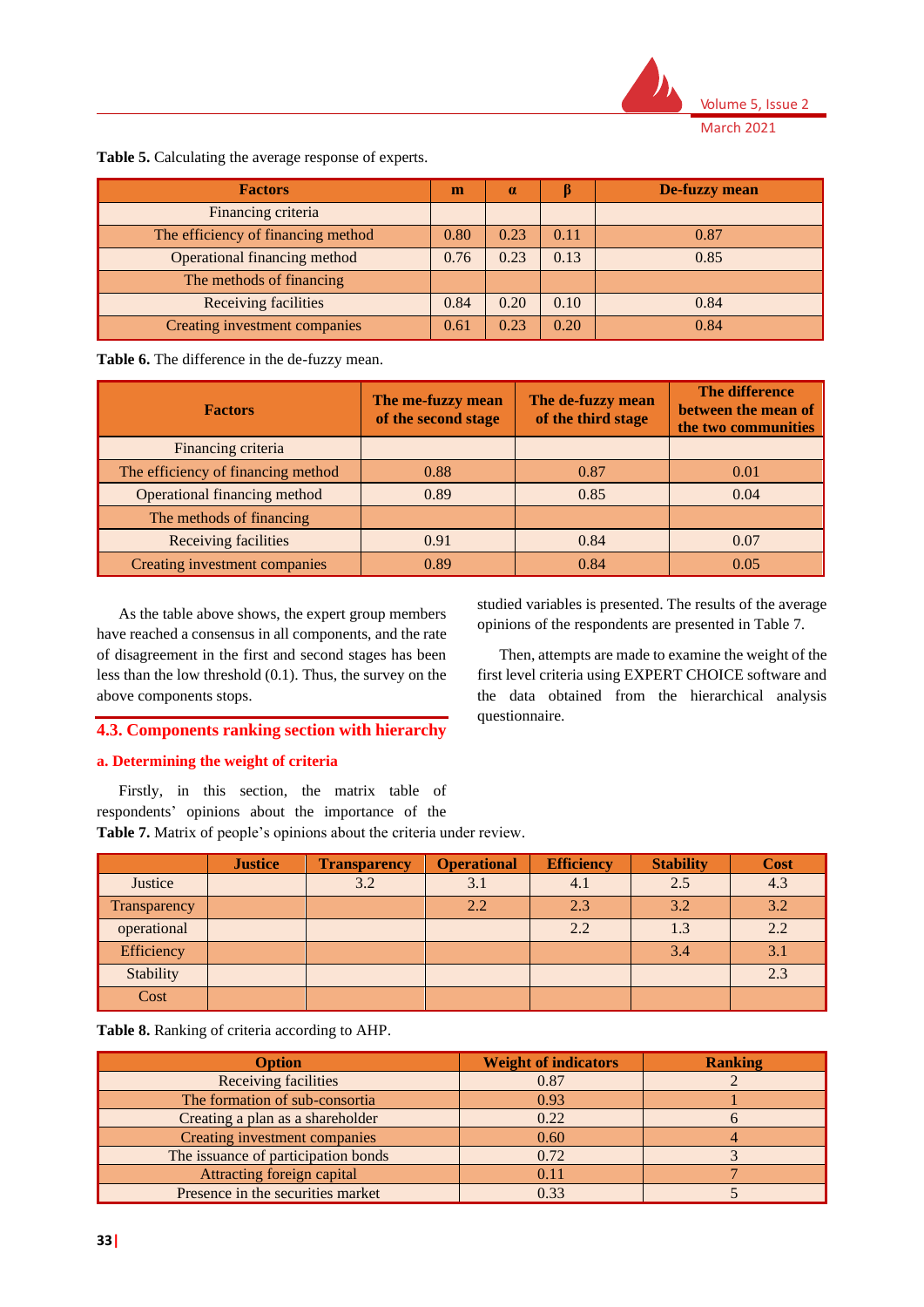**Table 5.** Calculating the average response of experts.

| Factors | m | α | β | De-fuzzy mean |
|---|---|---|---|---|
| Financing criteria | | | | |
| The efficiency of financing method | 0.80 | 0.23 | 0.11 | 0.87 |
| Operational financing method | 0.76 | 0.23 | 0.13 | 0.85 |
| The methods of financing | | | | |
| Receiving facilities | 0.84 | 0.20 | 0.10 | 0.84 |
| Creating investment companies | 0.61 | 0.23 | 0.20 | 0.84 |

**Table 6.** The difference in the de-fuzzy mean.

| Factors | The me-fuzzy mean of the second stage | The de-fuzzy mean of the third stage | The difference between the mean of the two communities |
|---|---|---|---|
| Financing criteria | | | |
| The efficiency of financing method | 0.88 | 0.87 | 0.01 |
| Operational financing method | 0.89 | 0.85 | 0.04 |
| The methods of financing | | | |
| Receiving facilities | 0.91 | 0.84 | 0.07 |
| Creating investment companies | 0.89 | 0.84 | 0.05 |

As the table above shows, the expert group members have reached a consensus in all components, and the rate of disagreement in the first and second stages has been less than the low threshold (0.1). Thus, the survey on the above components stops.

## 4.3. Components ranking section with hierarchy

### a. Determining the weight of criteria

Firstly, in this section, the matrix table of respondents' opinions about the importance of the studied variables is presented. The results of the average opinions of the respondents are presented in Table 7.

Then, attempts are made to examine the weight of the first level criteria using EXPERT CHOICE software and the data obtained from the hierarchical analysis questionnaire.

**Table 7.** Matrix of people's opinions about the criteria under review.

| | Justice | Transparency | Operational | Efficiency | Stability | Cost |
|---|---|---|---|---|---|---|
| Justice | | 3.2 | 3.1 | 4.1 | 2.5 | 4.3 |
| Transparency | | | 2.2 | 2.3 | 3.2 | 3.2 |
| operational | | | | 2.2 | 1.3 | 2.2 |
| Efficiency | | | | | 3.4 | 3.1 |
| Stability | | | | | | 2.3 |
| Cost | | | | | | |

**Table 8.** Ranking of criteria according to AHP.

| Option | Weight of indicators | Ranking |
|---|---|---|
| Receiving facilities | 0.87 | 2 |
| The formation of sub-consortia | 0.93 | 1 |
| Creating a plan as a shareholder | 0.22 | 6 |
| Creating investment companies | 0.60 | 4 |
| The issuance of participation bonds | 0.72 | 3 |
| Attracting foreign capital | 0.11 | 7 |
| Presence in the securities market | 0.33 | 5 |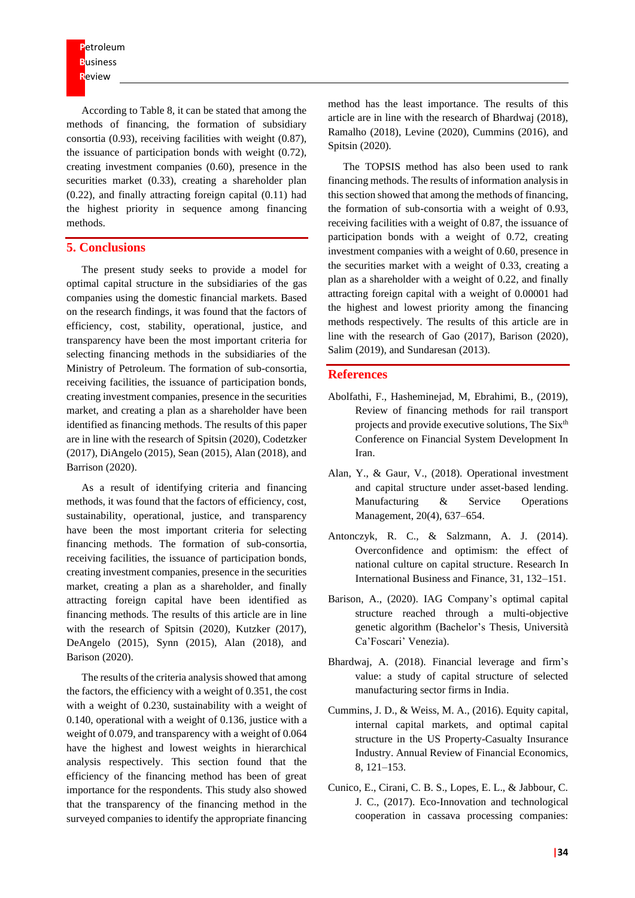According to Table 8, it can be stated that among the methods of financing, the formation of subsidiary consortia (0.93), receiving facilities with weight (0.87), the issuance of participation bonds with weight (0.72), creating investment companies (0.60), presence in the securities market (0.33), creating a shareholder plan (0.22), and finally attracting foreign capital (0.11) had the highest priority in sequence among financing methods.

## 5. Conclusions

The present study seeks to provide a model for optimal capital structure in the subsidiaries of the gas companies using the domestic financial markets. Based on the research findings, it was found that the factors of efficiency, cost, stability, operational, justice, and transparency have been the most important criteria for selecting financing methods in the subsidiaries of the Ministry of Petroleum. The formation of sub-consortia, receiving facilities, the issuance of participation bonds, creating investment companies, presence in the securities market, and creating a plan as a shareholder have been identified as financing methods. The results of this paper are in line with the research of Spitsin (2020), Codetzker (2017), DiAngelo (2015), Sean (2015), Alan (2018), and Barrison (2020).

As a result of identifying criteria and financing methods, it was found that the factors of efficiency, cost, sustainability, operational, justice, and transparency have been the most important criteria for selecting financing methods. The formation of sub-consortia, receiving facilities, the issuance of participation bonds, creating investment companies, presence in the securities market, creating a plan as a shareholder, and finally attracting foreign capital have been identified as financing methods. The results of this article are in line with the research of Spitsin (2020), Kutzker (2017), DeAngelo (2015), Synn (2015), Alan (2018), and Barison (2020).

The results of the criteria analysis showed that among the factors, the efficiency with a weight of 0.351, the cost with a weight of 0.230, sustainability with a weight of 0.140, operational with a weight of 0.136, justice with a weight of 0.079, and transparency with a weight of 0.064 have the highest and lowest weights in hierarchical analysis respectively. This section found that the efficiency of the financing method has been of great importance for the respondents. This study also showed that the transparency of the financing method in the surveyed companies to identify the appropriate financing method has the least importance. The results of this article are in line with the research of Bhardwaj (2018), Ramalho (2018), Levine (2020), Cummins (2016), and Spitsin (2020).

The TOPSIS method has also been used to rank financing methods. The results of information analysis in this section showed that among the methods of financing, the formation of sub-consortia with a weight of 0.93, receiving facilities with a weight of 0.87, the issuance of participation bonds with a weight of 0.72, creating investment companies with a weight of 0.60, presence in the securities market with a weight of 0.33, creating a plan as a shareholder with a weight of 0.22, and finally attracting foreign capital with a weight of 0.00001 had the highest and lowest priority among the financing methods respectively. The results of this article are in line with the research of Gao (2017), Barison (2020), Salim (2019), and Sundaresan (2013).

## References

Abolfathi, F., Hasheminejad, M, Ebrahimi, B., (2019), Review of financing methods for rail transport projects and provide executive solutions, The Six[th] Conference on Financial System Development In Iran.

Alan, Y., & Gaur, V., (2018). Operational investment and capital structure under asset-based lending. Manufacturing & Service Operations Management, 20(4), 637–654.

Antonczyk, R. C., & Salzmann, A. J. (2014). Overconfidence and optimism: the effect of national culture on capital structure. Research In International Business and Finance, 31, 132–151.

Barison, A., (2020). IAG Company's optimal capital structure reached through a multi-objective genetic algorithm (Bachelor's Thesis, Università Ca'Foscari' Venezia).

Bhardwaj, A. (2018). Financial leverage and firm's value: a study of capital structure of selected manufacturing sector firms in India.

Cummins, J. D., & Weiss, M. A., (2016). Equity capital, internal capital markets, and optimal capital structure in the US Property-Casualty Insurance Industry. Annual Review of Financial Economics, 8, 121–153.

Cunico, E., Cirani, C. B. S., Lopes, E. L., & Jabbour, C. J. C., (2017). Eco-Innovation and technological cooperation in cassava processing companies: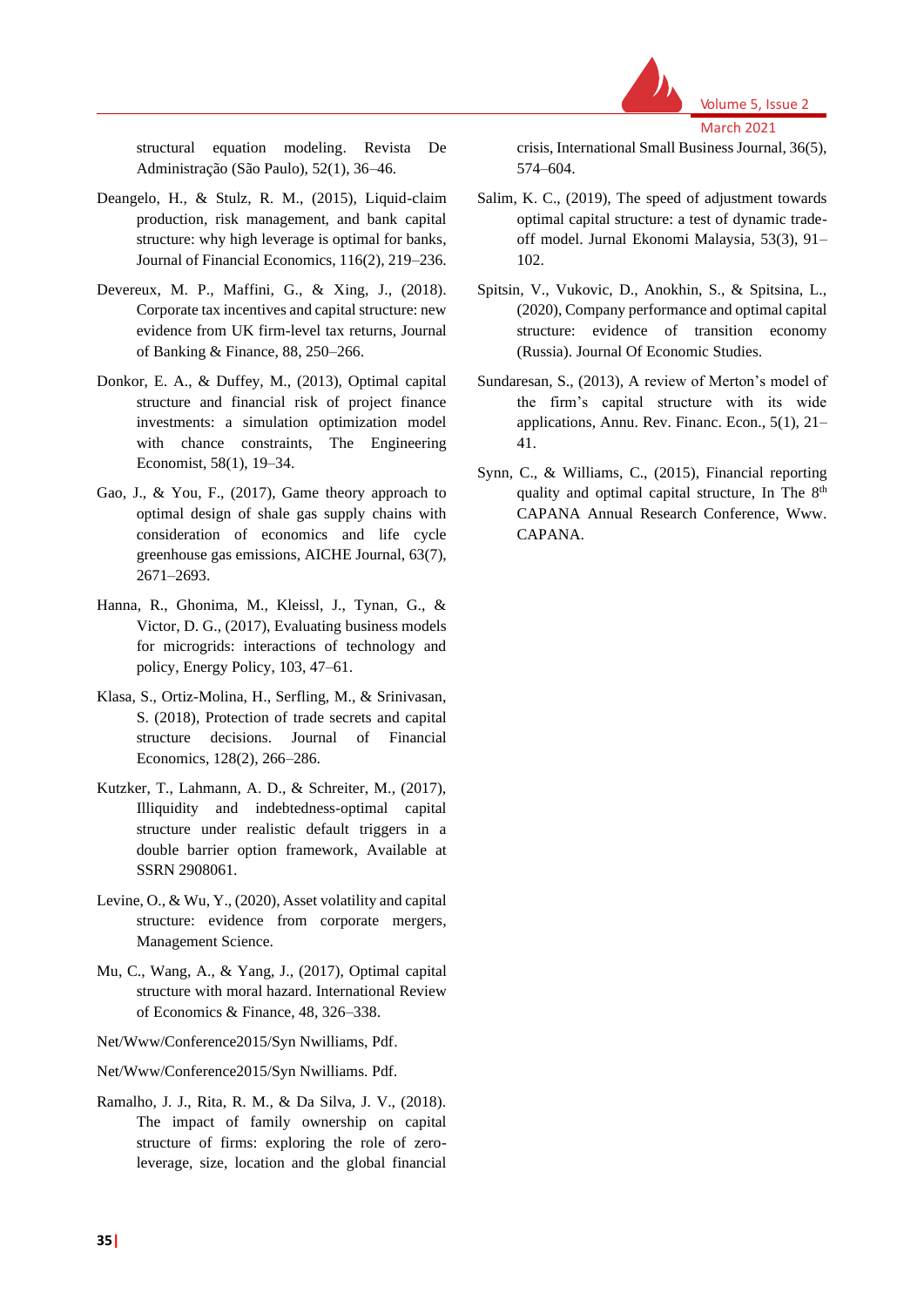structural equation modeling. Revista De Administração (São Paulo), 52(1), 36–46.

Deangelo, H., & Stulz, R. M., (2015), Liquid-claim production, risk management, and bank capital structure: why high leverage is optimal for banks, Journal of Financial Economics, 116(2), 219–236.

Devereux, M. P., Maffini, G., & Xing, J., (2018). Corporate tax incentives and capital structure: new evidence from UK firm-level tax returns, Journal of Banking & Finance, 88, 250–266.

Donkor, E. A., & Duffey, M., (2013), Optimal capital structure and financial risk of project finance investments: a simulation optimization model with chance constraints, The Engineering Economist, 58(1), 19–34.

Gao, J., & You, F., (2017), Game theory approach to optimal design of shale gas supply chains with consideration of economics and life cycle greenhouse gas emissions, AICHE Journal, 63(7), 2671–2693.

Hanna, R., Ghonima, M., Kleissl, J., Tynan, G., & Victor, D. G., (2017), Evaluating business models for microgrids: interactions of technology and policy, Energy Policy, 103, 47–61.

Klasa, S., Ortiz-Molina, H., Serfling, M., & Srinivasan, S. (2018), Protection of trade secrets and capital structure decisions. Journal of Financial Economics, 128(2), 266–286.

Kutzker, T., Lahmann, A. D., & Schreiter, M., (2017), Illiquidity and indebtedness-optimal capital structure under realistic default triggers in a double barrier option framework, Available at SSRN 2908061.

Levine, O., & Wu, Y., (2020), Asset volatility and capital structure: evidence from corporate mergers, Management Science.

Mu, C., Wang, A., & Yang, J., (2017), Optimal capital structure with moral hazard. International Review of Economics & Finance, 48, 326–338.

Net/Www/Conference2015/Syn Nwilliams, Pdf.

Net/Www/Conference2015/Syn Nwilliams. Pdf.

Ramalho, J. J., Rita, R. M., & Da Silva, J. V., (2018). The impact of family ownership on capital structure of firms: exploring the role of zero-leverage, size, location and the global financial crisis, International Small Business Journal, 36(5), 574–604.

Salim, K. C., (2019), The speed of adjustment towards optimal capital structure: a test of dynamic trade-off model. Jurnal Ekonomi Malaysia, 53(3), 91–102.

Spitsin, V., Vukovic, D., Anokhin, S., & Spitsina, L., (2020), Company performance and optimal capital structure: evidence of transition economy (Russia). Journal Of Economic Studies.

Sundaresan, S., (2013), A review of Merton's model of the firm's capital structure with its wide applications, Annu. Rev. Financ. Econ., 5(1), 21–41.

Synn, C., & Williams, C., (2015), Financial reporting quality and optimal capital structure, In The 8th CAPANA Annual Research Conference, Www. CAPANA.